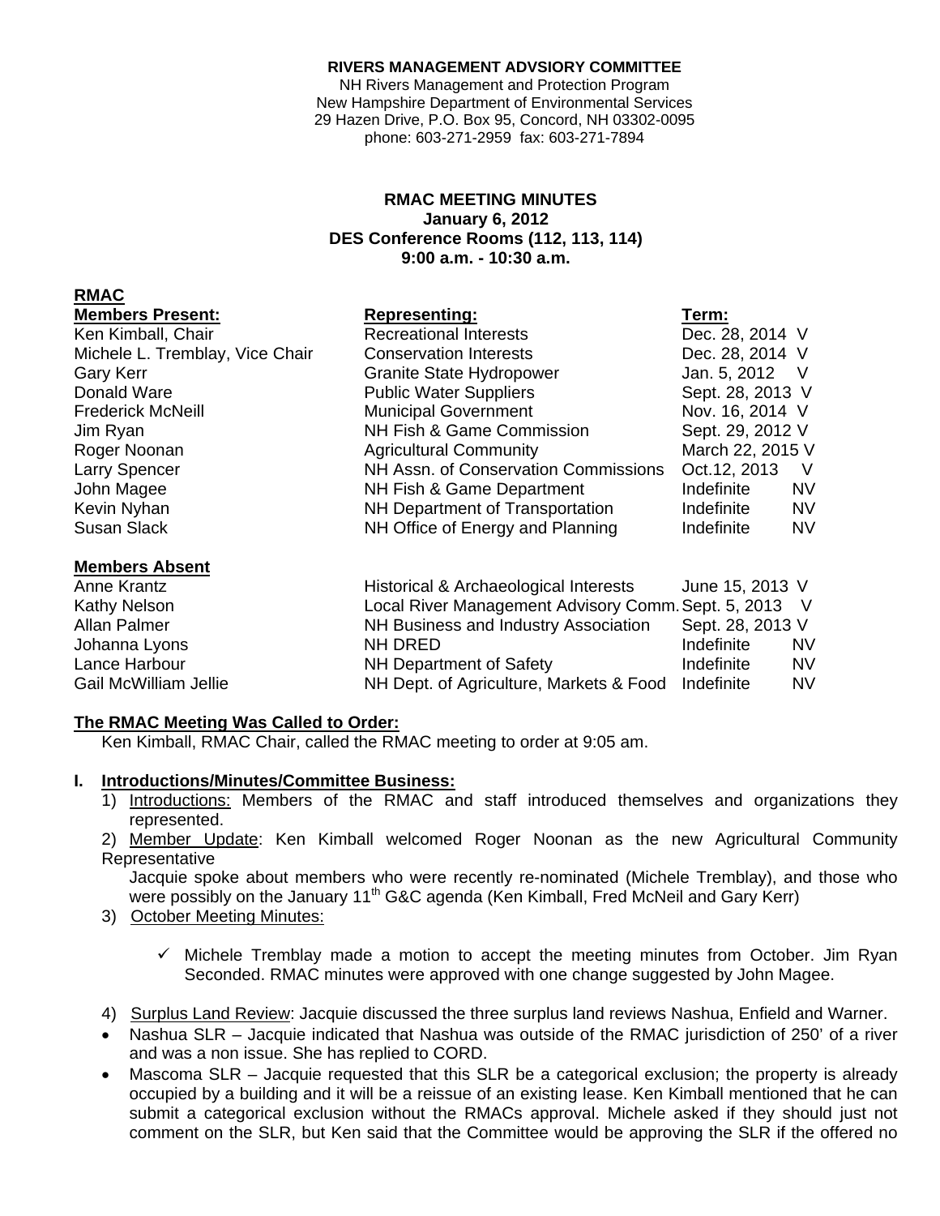**RIVERS MANAGEMENT ADVSIORY COMMITTEE**
NH Rivers Management and Protection Program
New Hampshire Department of Environmental Services
29 Hazen Drive, P.O. Box 95, Concord, NH 03302-0095
phone: 603-271-2959 fax: 603-271-7894

**RMAC MEETING MINUTES**
**January 6, 2012**
**DES Conference Rooms (112, 113, 114)**
**9:00 a.m. - 10:30 a.m.**

**RMAC**

| **Members Present:** | **Representing:** | **Term:** | |
|---|---|---|---|
| Ken Kimball, Chair | Recreational Interests | Dec. 28, 2014 | V |
| Michele L. Tremblay, Vice Chair | Conservation Interests | Dec. 28, 2014 | V |
| Gary Kerr | Granite State Hydropower | Jan. 5, 2012 | V |
| Donald Ware | Public Water Suppliers | Sept. 28, 2013 | V |
| Frederick McNeill | Municipal Government | Nov. 16, 2014 | V |
| Jim Ryan | NH Fish & Game Commission | Sept. 29, 2012 | V |
| Roger Noonan | Agricultural Community | March 22, 2015 | V |
| Larry Spencer | NH Assn. of Conservation Commissions | Oct.12, 2013 | V |
| John Magee | NH Fish & Game Department | Indefinite | NV |
| Kevin Nyhan | NH Department of Transportation | Indefinite | NV |
| Susan Slack | NH Office of Energy and Planning | Indefinite | NV |

| **Members Absent** | | | |
|---|---|---|---|
| Anne Krantz | Historical & Archaeological Interests | June 15, 2013 | V |
| Kathy Nelson | Local River Management Advisory Comm. | Sept. 5, 2013 | V |
| Allan Palmer | NH Business and Industry Association | Sept. 28, 2013 | V |
| Johanna Lyons | NH DRED | Indefinite | NV |
| Lance Harbour | NH Department of Safety | Indefinite | NV |
| Gail McWilliam Jellie | NH Dept. of Agriculture, Markets & Food | Indefinite | NV |

**The RMAC Meeting Was Called to Order:**

Ken Kimball, RMAC Chair, called the RMAC meeting to order at 9:05 am.

**I. Introductions/Minutes/Committee Business:**

1) Introductions: Members of the RMAC and staff introduced themselves and organizations they represented.

2) Member Update: Ken Kimball welcomed Roger Noonan as the new Agricultural Community Representative

Jacquie spoke about members who were recently re-nominated (Michele Tremblay), and those who were possibly on the January 11th G&C agenda (Ken Kimball, Fred McNeil and Gary Kerr)

3) October Meeting Minutes:

- ✓ Michele Tremblay made a motion to accept the meeting minutes from October. Jim Ryan Seconded. RMAC minutes were approved with one change suggested by John Magee.

4) Surplus Land Review: Jacquie discussed the three surplus land reviews Nashua, Enfield and Warner.

- Nashua SLR – Jacquie indicated that Nashua was outside of the RMAC jurisdiction of 250' of a river and was a non issue. She has replied to CORD.
- Mascoma SLR – Jacquie requested that this SLR be a categorical exclusion; the property is already occupied by a building and it will be a reissue of an existing lease. Ken Kimball mentioned that he can submit a categorical exclusion without the RMACs approval. Michele asked if they should just not comment on the SLR, but Ken said that the Committee would be approving the SLR if the offered no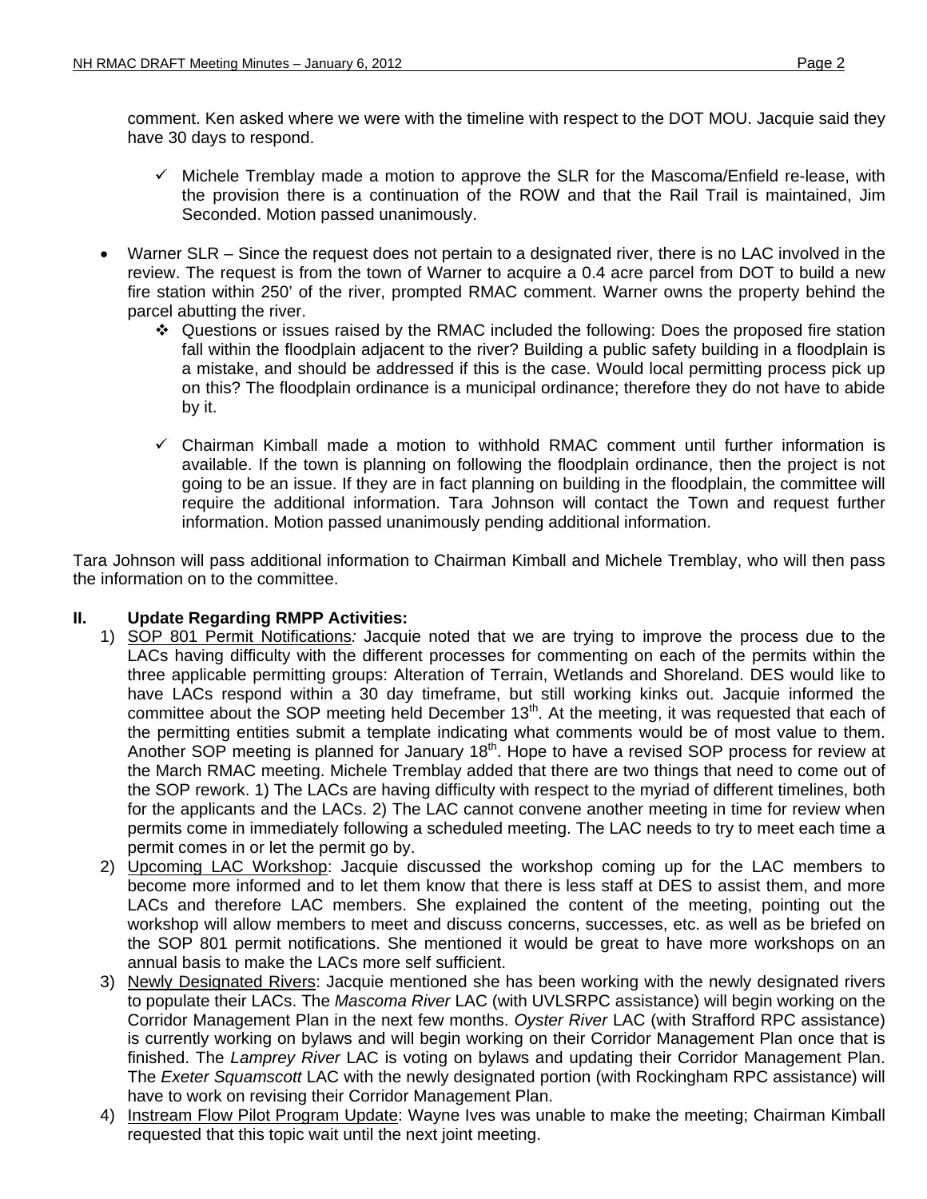comment. Ken asked where we were with the timeline with respect to the DOT MOU. Jacquie said they have 30 days to respond.

- ✓ Michele Tremblay made a motion to approve the SLR for the Mascoma/Enfield re-lease, with the provision there is a continuation of the ROW and that the Rail Trail is maintained, Jim Seconded. Motion passed unanimously.

- Warner SLR – Since the request does not pertain to a designated river, there is no LAC involved in the review. The request is from the town of Warner to acquire a 0.4 acre parcel from DOT to build a new fire station within 250' of the river, prompted RMAC comment. Warner owns the property behind the parcel abutting the river.
  - ❖ Questions or issues raised by the RMAC included the following: Does the proposed fire station fall within the floodplain adjacent to the river? Building a public safety building in a floodplain is a mistake, and should be addressed if this is the case. Would local permitting process pick up on this? The floodplain ordinance is a municipal ordinance; therefore they do not have to abide by it.

  - ✓ Chairman Kimball made a motion to withhold RMAC comment until further information is available. If the town is planning on following the floodplain ordinance, then the project is not going to be an issue. If they are in fact planning on building in the floodplain, the committee will require the additional information. Tara Johnson will contact the Town and request further information. Motion passed unanimously pending additional information.

Tara Johnson will pass additional information to Chairman Kimball and Michele Tremblay, who will then pass the information on to the committee.

## II. Update Regarding RMPP Activities:

1) SOP 801 Permit Notifications*:* Jacquie noted that we are trying to improve the process due to the LACs having difficulty with the different processes for commenting on each of the permits within the three applicable permitting groups: Alteration of Terrain, Wetlands and Shoreland. DES would like to have LACs respond within a 30 day timeframe, but still working kinks out. Jacquie informed the committee about the SOP meeting held December 13th. At the meeting, it was requested that each of the permitting entities submit a template indicating what comments would be of most value to them. Another SOP meeting is planned for January 18th. Hope to have a revised SOP process for review at the March RMAC meeting. Michele Tremblay added that there are two things that need to come out of the SOP rework. 1) The LACs are having difficulty with respect to the myriad of different timelines, both for the applicants and the LACs. 2) The LAC cannot convene another meeting in time for review when permits come in immediately following a scheduled meeting. The LAC needs to try to meet each time a permit comes in or let the permit go by.
2) Upcoming LAC Workshop: Jacquie discussed the workshop coming up for the LAC members to become more informed and to let them know that there is less staff at DES to assist them, and more LACs and therefore LAC members. She explained the content of the meeting, pointing out the workshop will allow members to meet and discuss concerns, successes, etc. as well as be briefed on the SOP 801 permit notifications. She mentioned it would be great to have more workshops on an annual basis to make the LACs more self sufficient.
3) Newly Designated Rivers: Jacquie mentioned she has been working with the newly designated rivers to populate their LACs. The *Mascoma River* LAC (with UVLSRPC assistance) will begin working on the Corridor Management Plan in the next few months. *Oyster River* LAC (with Strafford RPC assistance) is currently working on bylaws and will begin working on their Corridor Management Plan once that is finished. The *Lamprey River* LAC is voting on bylaws and updating their Corridor Management Plan. The *Exeter Squamscott* LAC with the newly designated portion (with Rockingham RPC assistance) will have to work on revising their Corridor Management Plan.
4) Instream Flow Pilot Program Update: Wayne Ives was unable to make the meeting; Chairman Kimball requested that this topic wait until the next joint meeting.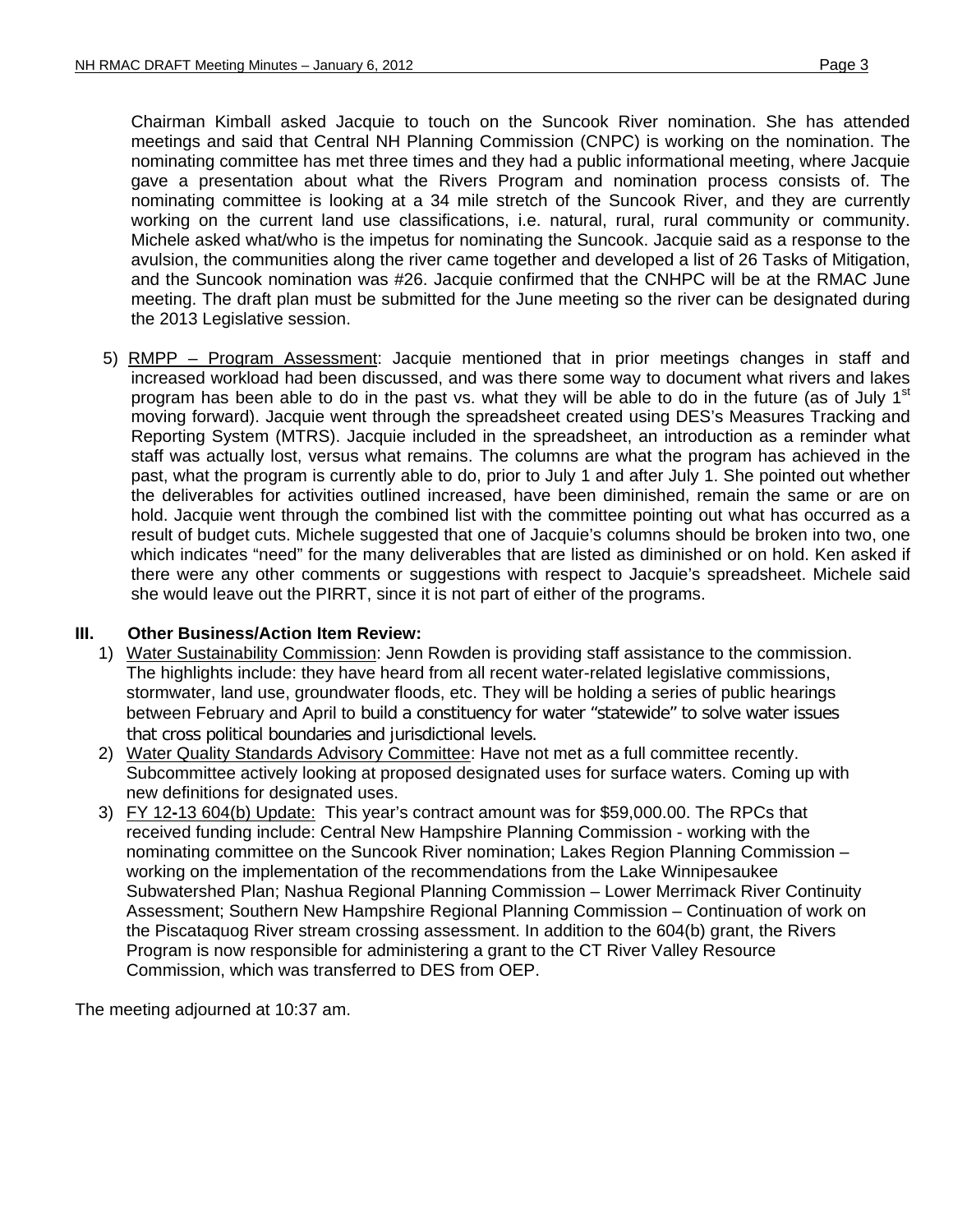Chairman Kimball asked Jacquie to touch on the Suncook River nomination. She has attended meetings and said that Central NH Planning Commission (CNPC) is working on the nomination. The nominating committee has met three times and they had a public informational meeting, where Jacquie gave a presentation about what the Rivers Program and nomination process consists of. The nominating committee is looking at a 34 mile stretch of the Suncook River, and they are currently working on the current land use classifications, i.e. natural, rural, rural community or community. Michele asked what/who is the impetus for nominating the Suncook. Jacquie said as a response to the avulsion, the communities along the river came together and developed a list of 26 Tasks of Mitigation, and the Suncook nomination was #26. Jacquie confirmed that the CNHPC will be at the RMAC June meeting. The draft plan must be submitted for the June meeting so the river can be designated during the 2013 Legislative session.

5) RMPP – Program Assessment: Jacquie mentioned that in prior meetings changes in staff and increased workload had been discussed, and was there some way to document what rivers and lakes program has been able to do in the past vs. what they will be able to do in the future (as of July 1st moving forward). Jacquie went through the spreadsheet created using DES's Measures Tracking and Reporting System (MTRS). Jacquie included in the spreadsheet, an introduction as a reminder what staff was actually lost, versus what remains. The columns are what the program has achieved in the past, what the program is currently able to do, prior to July 1 and after July 1. She pointed out whether the deliverables for activities outlined increased, have been diminished, remain the same or are on hold. Jacquie went through the combined list with the committee pointing out what has occurred as a result of budget cuts. Michele suggested that one of Jacquie's columns should be broken into two, one which indicates "need" for the many deliverables that are listed as diminished or on hold. Ken asked if there were any other comments or suggestions with respect to Jacquie's spreadsheet. Michele said she would leave out the PIRRT, since it is not part of either of the programs.

## III. Other Business/Action Item Review:

1) Water Sustainability Commission: Jenn Rowden is providing staff assistance to the commission. The highlights include: they have heard from all recent water-related legislative commissions, stormwater, land use, groundwater floods, etc. They will be holding a series of public hearings between February and April to build a constituency for water "statewide" to solve water issues that cross political boundaries and jurisdictional levels.
2) Water Quality Standards Advisory Committee: Have not met as a full committee recently. Subcommittee actively looking at proposed designated uses for surface waters. Coming up with new definitions for designated uses.
3) FY 12-13 604(b) Update: This year's contract amount was for $59,000.00. The RPCs that received funding include: Central New Hampshire Planning Commission - working with the nominating committee on the Suncook River nomination; Lakes Region Planning Commission – working on the implementation of the recommendations from the Lake Winnipesaukee Subwatershed Plan; Nashua Regional Planning Commission – Lower Merrimack River Continuity Assessment; Southern New Hampshire Regional Planning Commission – Continuation of work on the Piscataquog River stream crossing assessment. In addition to the 604(b) grant, the Rivers Program is now responsible for administering a grant to the CT River Valley Resource Commission, which was transferred to DES from OEP.

The meeting adjourned at 10:37 am.